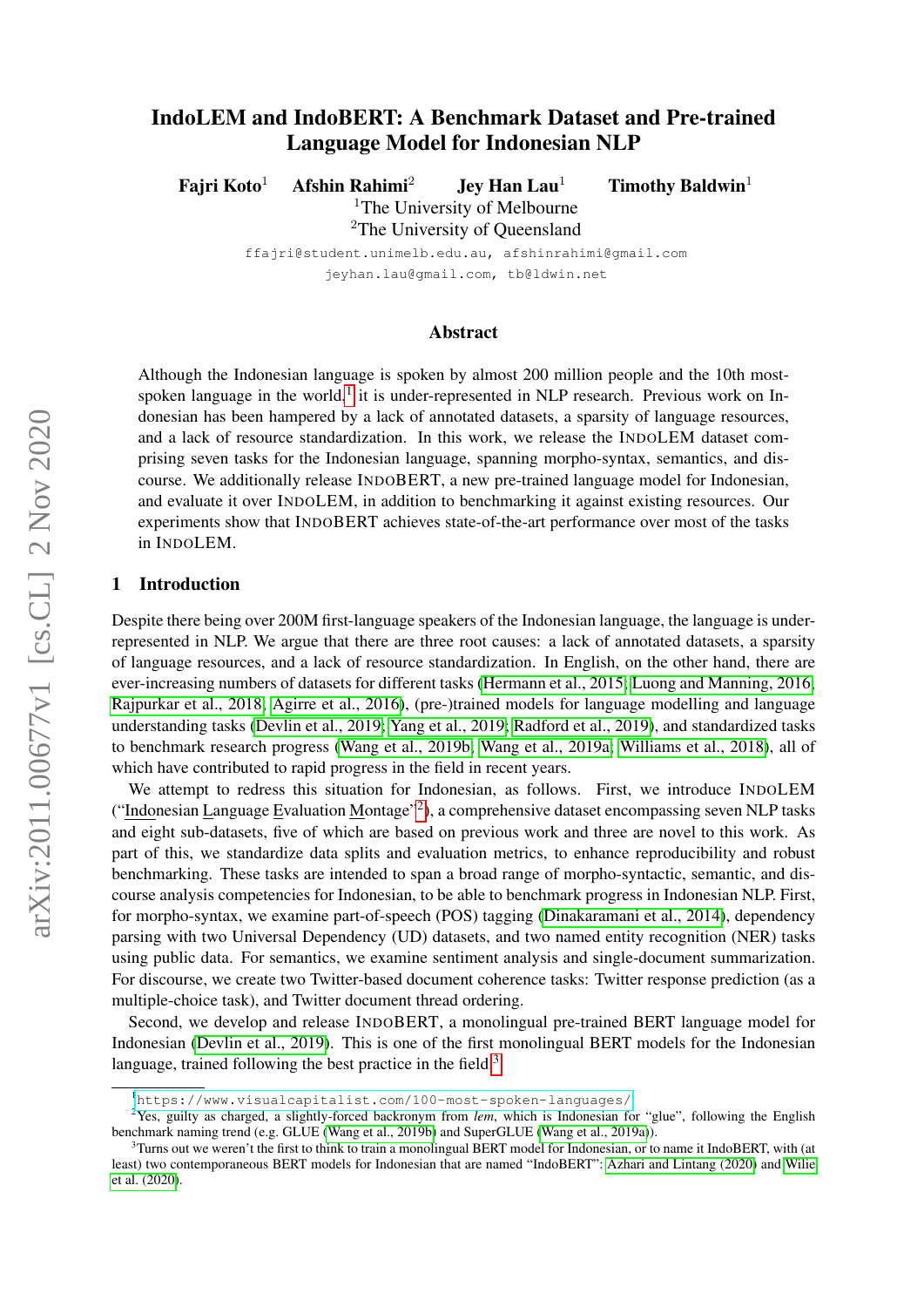# IndoLEM and IndoBERT: A Benchmark Dataset and Pre-trained Language Model for Indonesian NLP

**Fajri Koto**[1] **Afshin Rahimi**[2] **Jey Han Lau**[1] **Timothy Baldwin**[1]

[1]The University of Melbourne
[2]The University of Queensland

ffajri@student.unimelb.edu.au, afshinrahimi@gmail.com
jeyhan.lau@gmail.com, tb@ldwin.net

## Abstract

Although the Indonesian language is spoken by almost 200 million people and the 10th most-spoken language in the world,[1] it is under-represented in NLP research. Previous work on Indonesian has been hampered by a lack of annotated datasets, a sparsity of language resources, and a lack of resource standardization. In this work, we release the INDOLEM dataset comprising seven tasks for the Indonesian language, spanning morpho-syntax, semantics, and discourse. We additionally release INDOBERT, a new pre-trained language model for Indonesian, and evaluate it over INDOLEM, in addition to benchmarking it against existing resources. Our experiments show that INDOBERT achieves state-of-the-art performance over most of the tasks in INDOLEM.

## 1 Introduction

Despite there being over 200M first-language speakers of the Indonesian language, the language is under-represented in NLP. We argue that there are three root causes: a lack of annotated datasets, a sparsity of language resources, and a lack of resource standardization. In English, on the other hand, there are ever-increasing numbers of datasets for different tasks (Hermann et al., 2015; Luong and Manning, 2016; Rajpurkar et al., 2018; Agirre et al., 2016), (pre-)trained models for language modelling and language understanding tasks (Devlin et al., 2019; Yang et al., 2019; Radford et al., 2019), and standardized tasks to benchmark research progress (Wang et al., 2019b; Wang et al., 2019a; Williams et al., 2018), all of which have contributed to rapid progress in the field in recent years.

We attempt to redress this situation for Indonesian, as follows. First, we introduce INDOLEM ("Indonesian Language Evaluation Montage"[2]), a comprehensive dataset encompassing seven NLP tasks and eight sub-datasets, five of which are based on previous work and three are novel to this work. As part of this, we standardize data splits and evaluation metrics, to enhance reproducibility and robust benchmarking. These tasks are intended to span a broad range of morpho-syntactic, semantic, and discourse analysis competencies for Indonesian, to be able to benchmark progress in Indonesian NLP. First, for morpho-syntax, we examine part-of-speech (POS) tagging (Dinakaramani et al., 2014), dependency parsing with two Universal Dependency (UD) datasets, and two named entity recognition (NER) tasks using public data. For semantics, we examine sentiment analysis and single-document summarization. For discourse, we create two Twitter-based document coherence tasks: Twitter response prediction (as a multiple-choice task), and Twitter document thread ordering.

Second, we develop and release INDOBERT, a monolingual pre-trained BERT language model for Indonesian (Devlin et al., 2019). This is one of the first monolingual BERT models for the Indonesian language, trained following the best practice in the field.[3]

---

[1] https://www.visualcapitalist.com/100-most-spoken-languages/

[2] Yes, guilty as charged, a slightly-forced backronym from *lem*, which is Indonesian for "glue", following the English benchmark naming trend (e.g. GLUE (Wang et al., 2019b) and SuperGLUE (Wang et al., 2019a)).

[3] Turns out we weren't the first to think to train a monolingual BERT model for Indonesian, or to name it IndoBERT, with (at least) two contemporaneous BERT models for Indonesian that are named "IndoBERT": Azhari and Lintang (2020) and Wilie et al. (2020).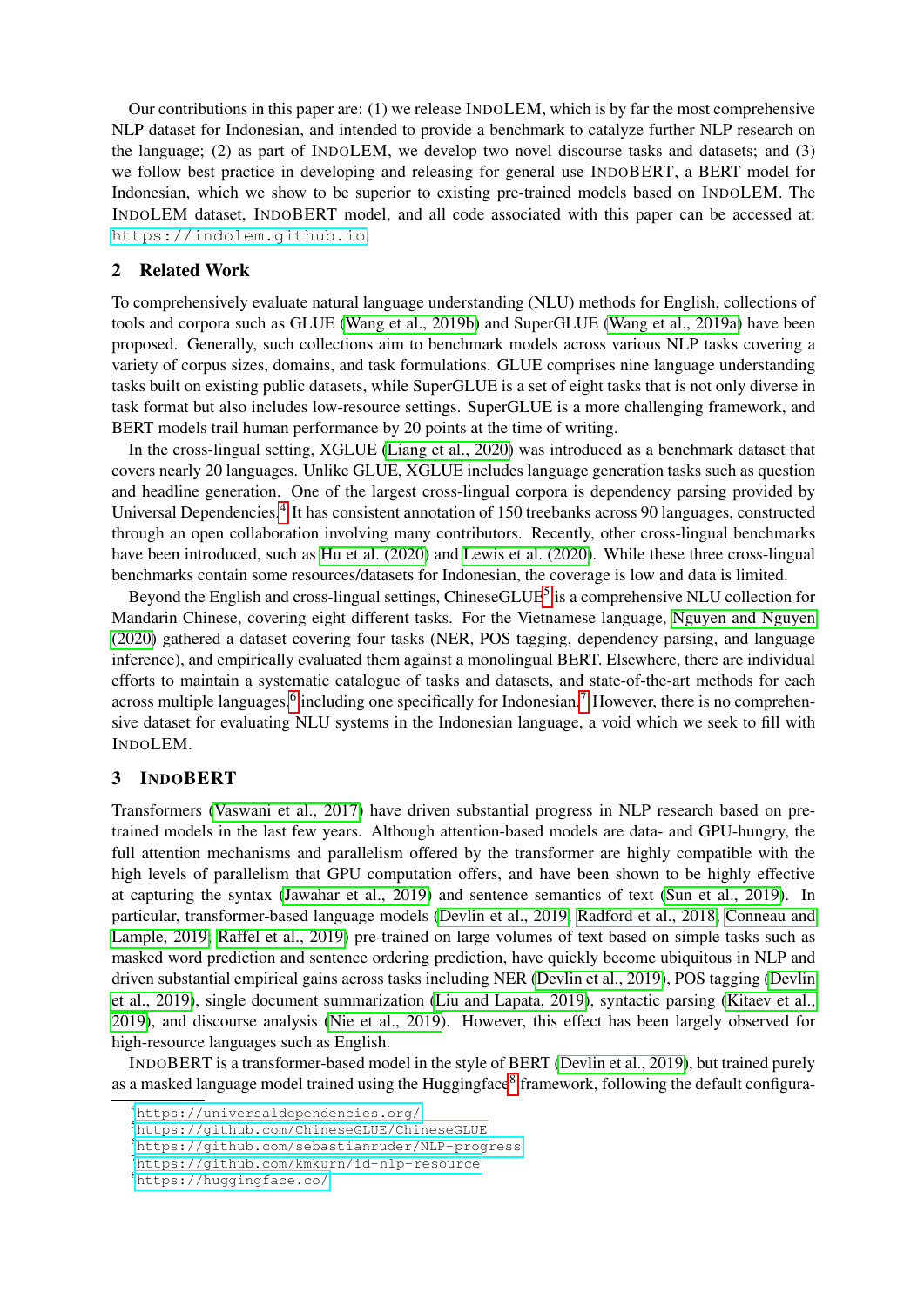Our contributions in this paper are: (1) we release INDOLEM, which is by far the most comprehensive NLP dataset for Indonesian, and intended to provide a benchmark to catalyze further NLP research on the language; (2) as part of INDOLEM, we develop two novel discourse tasks and datasets; and (3) we follow best practice in developing and releasing for general use INDOBERT, a BERT model for Indonesian, which we show to be superior to existing pre-trained models based on INDOLEM. The INDOLEM dataset, INDOBERT model, and all code associated with this paper can be accessed at: https://indolem.github.io.

## 2 Related Work

To comprehensively evaluate natural language understanding (NLU) methods for English, collections of tools and corpora such as GLUE (Wang et al., 2019b) and SuperGLUE (Wang et al., 2019a) have been proposed. Generally, such collections aim to benchmark models across various NLP tasks covering a variety of corpus sizes, domains, and task formulations. GLUE comprises nine language understanding tasks built on existing public datasets, while SuperGLUE is a set of eight tasks that is not only diverse in task format but also includes low-resource settings. SuperGLUE is a more challenging framework, and BERT models trail human performance by 20 points at the time of writing.

In the cross-lingual setting, XGLUE (Liang et al., 2020) was introduced as a benchmark dataset that covers nearly 20 languages. Unlike GLUE, XGLUE includes language generation tasks such as question and headline generation. One of the largest cross-lingual corpora is dependency parsing provided by Universal Dependencies.[4] It has consistent annotation of 150 treebanks across 90 languages, constructed through an open collaboration involving many contributors. Recently, other cross-lingual benchmarks have been introduced, such as Hu et al. (2020) and Lewis et al. (2020). While these three cross-lingual benchmarks contain some resources/datasets for Indonesian, the coverage is low and data is limited.

Beyond the English and cross-lingual settings, ChineseGLUE[5] is a comprehensive NLU collection for Mandarin Chinese, covering eight different tasks. For the Vietnamese language, Nguyen and Nguyen (2020) gathered a dataset covering four tasks (NER, POS tagging, dependency parsing, and language inference), and empirically evaluated them against a monolingual BERT. Elsewhere, there are individual efforts to maintain a systematic catalogue of tasks and datasets, and state-of-the-art methods for each across multiple languages,[6] including one specifically for Indonesian.[7] However, there is no comprehensive dataset for evaluating NLU systems in the Indonesian language, a void which we seek to fill with INDOLEM.

## 3 INDOBERT

Transformers (Vaswani et al., 2017) have driven substantial progress in NLP research based on pre-trained models in the last few years. Although attention-based models are data- and GPU-hungry, the full attention mechanisms and parallelism offered by the transformer are highly compatible with the high levels of parallelism that GPU computation offers, and have been shown to be highly effective at capturing the syntax (Jawahar et al., 2019) and sentence semantics of text (Sun et al., 2019). In particular, transformer-based language models (Devlin et al., 2019; Radford et al., 2018; Conneau and Lample, 2019; Raffel et al., 2019) pre-trained on large volumes of text based on simple tasks such as masked word prediction and sentence ordering prediction, have quickly become ubiquitous in NLP and driven substantial empirical gains across tasks including NER (Devlin et al., 2019), POS tagging (Devlin et al., 2019), single document summarization (Liu and Lapata, 2019), syntactic parsing (Kitaev et al., 2019), and discourse analysis (Nie et al., 2019). However, this effect has been largely observed for high-resource languages such as English.

INDOBERT is a transformer-based model in the style of BERT (Devlin et al., 2019), but trained purely as a masked language model trained using the Huggingface[8] framework, following the default configura-

[4] https://universaldependencies.org/
[5] https://github.com/ChineseGLUE/ChineseGLUE
[6] https://github.com/sebastianruder/NLP-progress
[7] https://github.com/kmkurn/id-nlp-resource
[8] https://huggingface.co/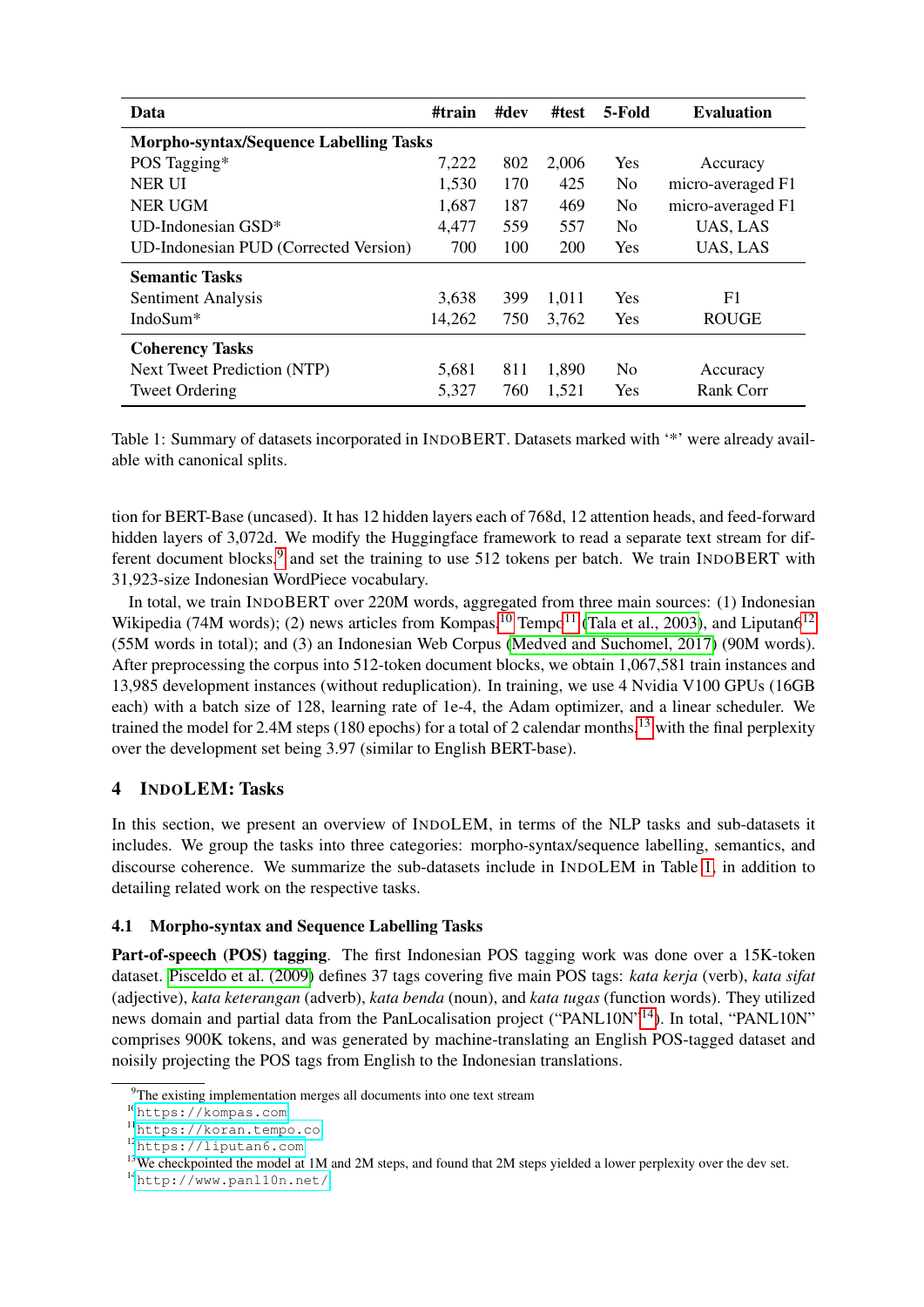| Data | #train | #dev | #test | 5-Fold | Evaluation |
|---|---|---|---|---|---|
| **Morpho-syntax/Sequence Labelling Tasks** | | | | | |
| POS Tagging* | 7,222 | 802 | 2,006 | Yes | Accuracy |
| NER UI | 1,530 | 170 | 425 | No | micro-averaged F1 |
| NER UGM | 1,687 | 187 | 469 | No | micro-averaged F1 |
| UD-Indonesian GSD* | 4,477 | 559 | 557 | No | UAS, LAS |
| UD-Indonesian PUD (Corrected Version) | 700 | 100 | 200 | Yes | UAS, LAS |
| **Semantic Tasks** | | | | | |
| Sentiment Analysis | 3,638 | 399 | 1,011 | Yes | F1 |
| IndoSum* | 14,262 | 750 | 3,762 | Yes | ROUGE |
| **Coherency Tasks** | | | | | |
| Next Tweet Prediction (NTP) | 5,681 | 811 | 1,890 | No | Accuracy |
| Tweet Ordering | 5,327 | 760 | 1,521 | Yes | Rank Corr |

Table 1: Summary of datasets incorporated in INDOBERT. Datasets marked with '*' were already available with canonical splits.

tion for BERT-Base (uncased). It has 12 hidden layers each of 768d, 12 attention heads, and feed-forward hidden layers of 3,072d. We modify the Huggingface framework to read a separate text stream for different document blocks,[9] and set the training to use 512 tokens per batch. We train INDOBERT with 31,923-size Indonesian WordPiece vocabulary.

In total, we train INDOBERT over 220M words, aggregated from three main sources: (1) Indonesian Wikipedia (74M words); (2) news articles from Kompas,[10] Tempo[11] (Tala et al., 2003), and Liputan6[12] (55M words in total); and (3) an Indonesian Web Corpus (Medved and Suchomel, 2017) (90M words). After preprocessing the corpus into 512-token document blocks, we obtain 1,067,581 train instances and 13,985 development instances (without reduplication). In training, we use 4 Nvidia V100 GPUs (16GB each) with a batch size of 128, learning rate of 1e-4, the Adam optimizer, and a linear scheduler. We trained the model for 2.4M steps (180 epochs) for a total of 2 calendar months,[13] with the final perplexity over the development set being 3.97 (similar to English BERT-base).

## 4 INDOLEM: Tasks

In this section, we present an overview of INDOLEM, in terms of the NLP tasks and sub-datasets it includes. We group the tasks into three categories: morpho-syntax/sequence labelling, semantics, and discourse coherence. We summarize the sub-datasets include in INDOLEM in Table 1, in addition to detailing related work on the respective tasks.

### 4.1 Morpho-syntax and Sequence Labelling Tasks

**Part-of-speech (POS) tagging**. The first Indonesian POS tagging work was done over a 15K-token dataset. Pisceldo et al. (2009) defines 37 tags covering five main POS tags: *kata kerja* (verb), *kata sifat* (adjective), *kata keterangan* (adverb), *kata benda* (noun), and *kata tugas* (function words). They utilized news domain and partial data from the PanLocalisation project ("PANL10N"[14]). In total, "PANL10N" comprises 900K tokens, and was generated by machine-translating an English POS-tagged dataset and noisily projecting the POS tags from English to the Indonesian translations.

[9] The existing implementation merges all documents into one text stream

[10] https://kompas.com

[11] https://koran.tempo.co

[12] https://liputan6.com

[13] We checkpointed the model at 1M and 2M steps, and found that 2M steps yielded a lower perplexity over the dev set.

[14] http://www.panl10n.net/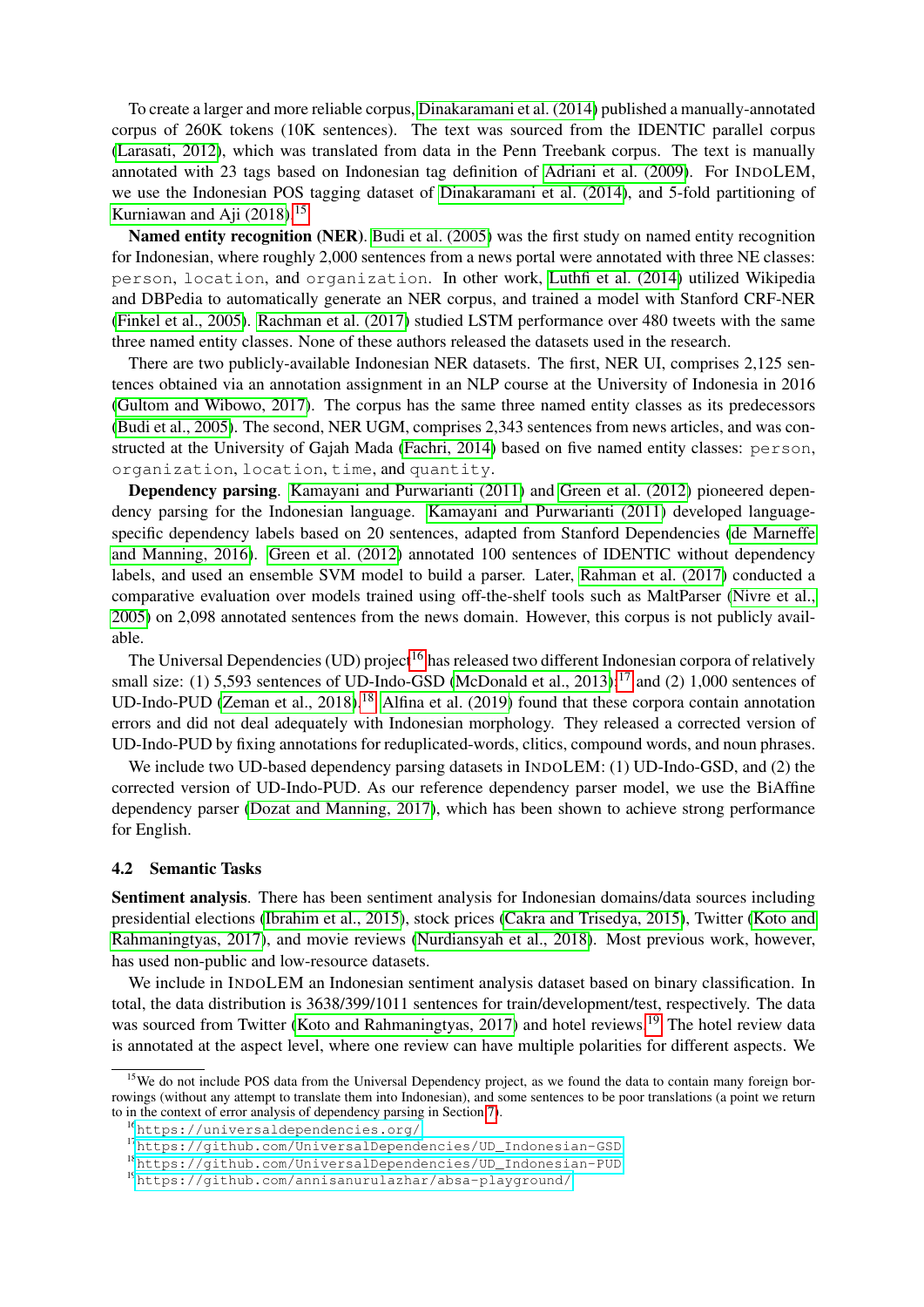To create a larger and more reliable corpus, Dinakaramani et al. (2014) published a manually-annotated corpus of 260K tokens (10K sentences). The text was sourced from the IDENTIC parallel corpus (Larasati, 2012), which was translated from data in the Penn Treebank corpus. The text is manually annotated with 23 tags based on Indonesian tag definition of Adriani et al. (2009). For INDOLEM, we use the Indonesian POS tagging dataset of Dinakaramani et al. (2014), and 5-fold partitioning of Kurniawan and Aji (2018).[15]

**Named entity recognition (NER)**. Budi et al. (2005) was the first study on named entity recognition for Indonesian, where roughly 2,000 sentences from a news portal were annotated with three NE classes: `person`, `location`, and `organization`. In other work, Luthfi et al. (2014) utilized Wikipedia and DBPedia to automatically generate an NER corpus, and trained a model with Stanford CRF-NER (Finkel et al., 2005). Rachman et al. (2017) studied LSTM performance over 480 tweets with the same three named entity classes. None of these authors released the datasets used in the research.

There are two publicly-available Indonesian NER datasets. The first, NER UI, comprises 2,125 sentences obtained via an annotation assignment in an NLP course at the University of Indonesia in 2016 (Gultom and Wibowo, 2017). The corpus has the same three named entity classes as its predecessors (Budi et al., 2005). The second, NER UGM, comprises 2,343 sentences from news articles, and was constructed at the University of Gajah Mada (Fachri, 2014) based on five named entity classes: `person`, `organization`, `location`, `time`, and `quantity`.

**Dependency parsing**. Kamayani and Purwarianti (2011) and Green et al. (2012) pioneered dependency parsing for the Indonesian language. Kamayani and Purwarianti (2011) developed language-specific dependency labels based on 20 sentences, adapted from Stanford Dependencies (de Marneffe and Manning, 2016). Green et al. (2012) annotated 100 sentences of IDENTIC without dependency labels, and used an ensemble SVM model to build a parser. Later, Rahman et al. (2017) conducted a comparative evaluation over models trained using off-the-shelf tools such as MaltParser (Nivre et al., 2005) on 2,098 annotated sentences from the news domain. However, this corpus is not publicly available.

The Universal Dependencies (UD) project[16] has released two different Indonesian corpora of relatively small size: (1) 5,593 sentences of UD-Indo-GSD (McDonald et al., 2013);[17] and (2) 1,000 sentences of UD-Indo-PUD (Zeman et al., 2018).[18] Alfina et al. (2019) found that these corpora contain annotation errors and did not deal adequately with Indonesian morphology. They released a corrected version of UD-Indo-PUD by fixing annotations for reduplicated-words, clitics, compound words, and noun phrases.

We include two UD-based dependency parsing datasets in INDOLEM: (1) UD-Indo-GSD, and (2) the corrected version of UD-Indo-PUD. As our reference dependency parser model, we use the BiAffine dependency parser (Dozat and Manning, 2017), which has been shown to achieve strong performance for English.

### 4.2 Semantic Tasks

**Sentiment analysis**. There has been sentiment analysis for Indonesian domains/data sources including presidential elections (Ibrahim et al., 2015), stock prices (Cakra and Trisedya, 2015), Twitter (Koto and Rahmaningtyas, 2017), and movie reviews (Nurdiansyah et al., 2018). Most previous work, however, has used non-public and low-resource datasets.

We include in INDOLEM an Indonesian sentiment analysis dataset based on binary classification. In total, the data distribution is 3638/399/1011 sentences for train/development/test, respectively. The data was sourced from Twitter (Koto and Rahmaningtyas, 2017) and hotel reviews.[19] The hotel review data is annotated at the aspect level, where one review can have multiple polarities for different aspects. We

---

[15] We do not include POS data from the Universal Dependency project, as we found the data to contain many foreign borrowings (without any attempt to translate them into Indonesian), and some sentences to be poor translations (a point we return to in the context of error analysis of dependency parsing in Section 7).

[16] https://universaldependencies.org/

[17] https://github.com/UniversalDependencies/UD_Indonesian-GSD

[18] https://github.com/UniversalDependencies/UD_Indonesian-PUD

[19] https://github.com/annisanurulazhar/absa-playground/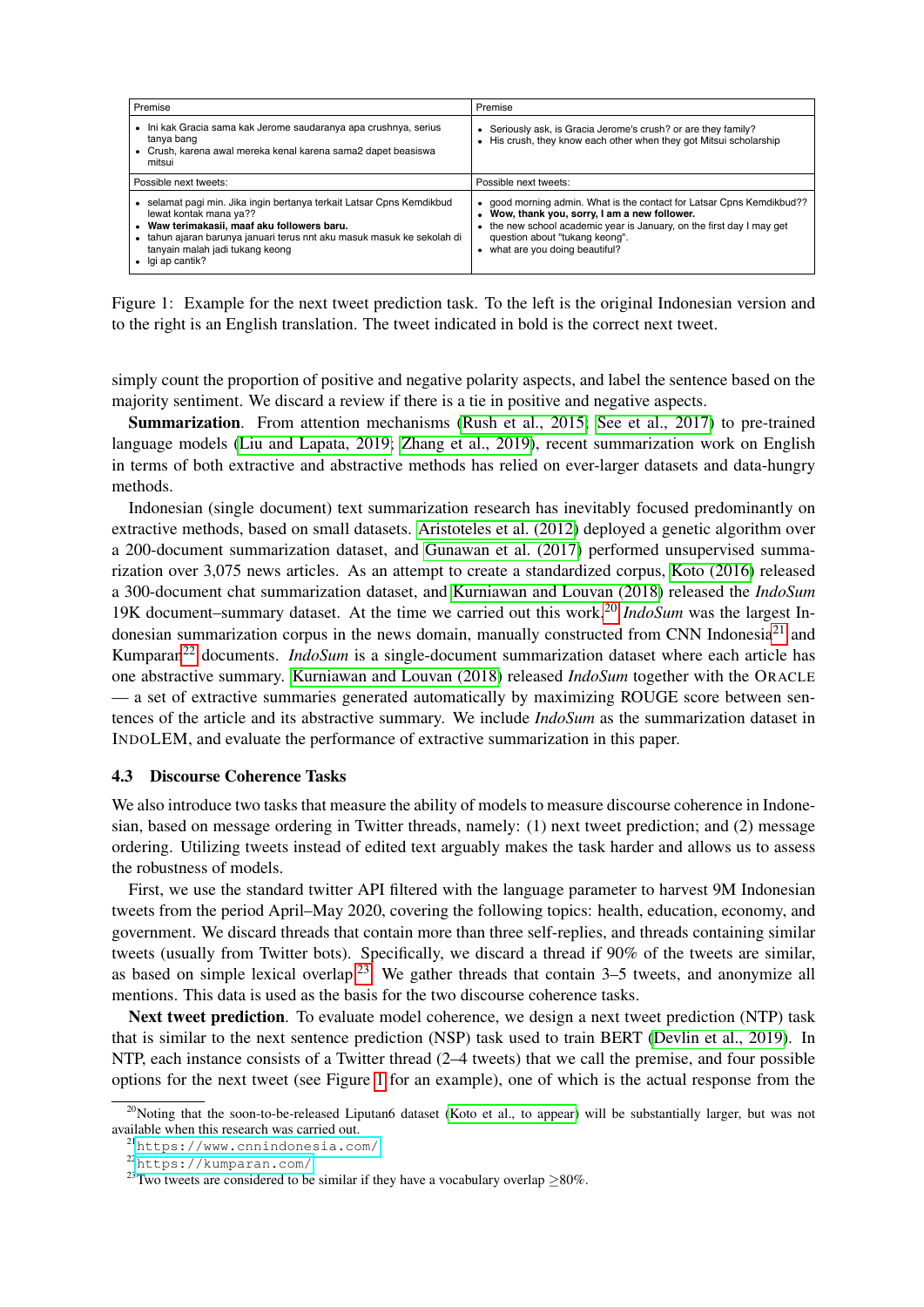| Premise | Premise |
|---|---|
| • Ini kak Gracia sama kak Jerome saudaranya apa crushnya, serius tanya bang<br>• Crush, karena awal mereka kenal karena sama2 dapet beasiswa mitsui | • Seriously ask, is Gracia Jerome's crush? or are they family?<br>• His crush, they know each other when they got Mitsui scholarship |
| Possible next tweets: | Possible next tweets: |
| • selamat pagi min. Jika ingin bertanya terkait Latsar Cpns Kemdikbud lewat kontak mana ya??<br>• **Waw terimakasii, maaf aku followers baru.**<br>• tahun ajaran barunya januari terus nnt aku masuk masuk ke sekolah di tanyain malah jadi tukang keong<br>• lgi ap cantik? | • good morning admin. What is the contact for Latsar Cpns Kemdikbud??<br>• **Wow, thank you, sorry, I am a new follower.**<br>• the new school academic year is January, on the first day I may get question about "tukang keong".<br>• what are you doing beautiful? |

Figure 1: Example for the next tweet prediction task. To the left is the original Indonesian version and to the right is an English translation. The tweet indicated in bold is the correct next tweet.

simply count the proportion of positive and negative polarity aspects, and label the sentence based on the majority sentiment. We discard a review if there is a tie in positive and negative aspects.

**Summarization**. From attention mechanisms (Rush et al., 2015; See et al., 2017) to pre-trained language models (Liu and Lapata, 2019; Zhang et al., 2019), recent summarization work on English in terms of both extractive and abstractive methods has relied on ever-larger datasets and data-hungry methods.

Indonesian (single document) text summarization research has inevitably focused predominantly on extractive methods, based on small datasets. Aristoteles et al. (2012) deployed a genetic algorithm over a 200-document summarization dataset, and Gunawan et al. (2017) performed unsupervised summarization over 3,075 news articles. As an attempt to create a standardized corpus, Koto (2016) released a 300-document chat summarization dataset, and Kurniawan and Louvan (2018) released the *IndoSum* 19K document–summary dataset. At the time we carried out this work,[20] *IndoSum* was the largest Indonesian summarization corpus in the news domain, manually constructed from CNN Indonesia[21] and Kumparan[22] documents. *IndoSum* is a single-document summarization dataset where each article has one abstractive summary. Kurniawan and Louvan (2018) released *IndoSum* together with the ORACLE — a set of extractive summaries generated automatically by maximizing ROUGE score between sentences of the article and its abstractive summary. We include *IndoSum* as the summarization dataset in INDOLEM, and evaluate the performance of extractive summarization in this paper.

### 4.3 Discourse Coherence Tasks

We also introduce two tasks that measure the ability of models to measure discourse coherence in Indonesian, based on message ordering in Twitter threads, namely: (1) next tweet prediction; and (2) message ordering. Utilizing tweets instead of edited text arguably makes the task harder and allows us to assess the robustness of models.

First, we use the standard twitter API filtered with the language parameter to harvest 9M Indonesian tweets from the period April–May 2020, covering the following topics: health, education, economy, and government. We discard threads that contain more than three self-replies, and threads containing similar tweets (usually from Twitter bots). Specifically, we discard a thread if 90% of the tweets are similar, as based on simple lexical overlap.[23] We gather threads that contain 3–5 tweets, and anonymize all mentions. This data is used as the basis for the two discourse coherence tasks.

**Next tweet prediction**. To evaluate model coherence, we design a next tweet prediction (NTP) task that is similar to the next sentence prediction (NSP) task used to train BERT (Devlin et al., 2019). In NTP, each instance consists of a Twitter thread (2–4 tweets) that we call the premise, and four possible options for the next tweet (see Figure 1 for an example), one of which is the actual response from the

[20] Noting that the soon-to-be-released Liputan6 dataset (Koto et al., to appear) will be substantially larger, but was not available when this research was carried out.

[21] https://www.cnnindonesia.com/

[22] https://kumparan.com/

[23] Two tweets are considered to be similar if they have a vocabulary overlap $\geq$80%.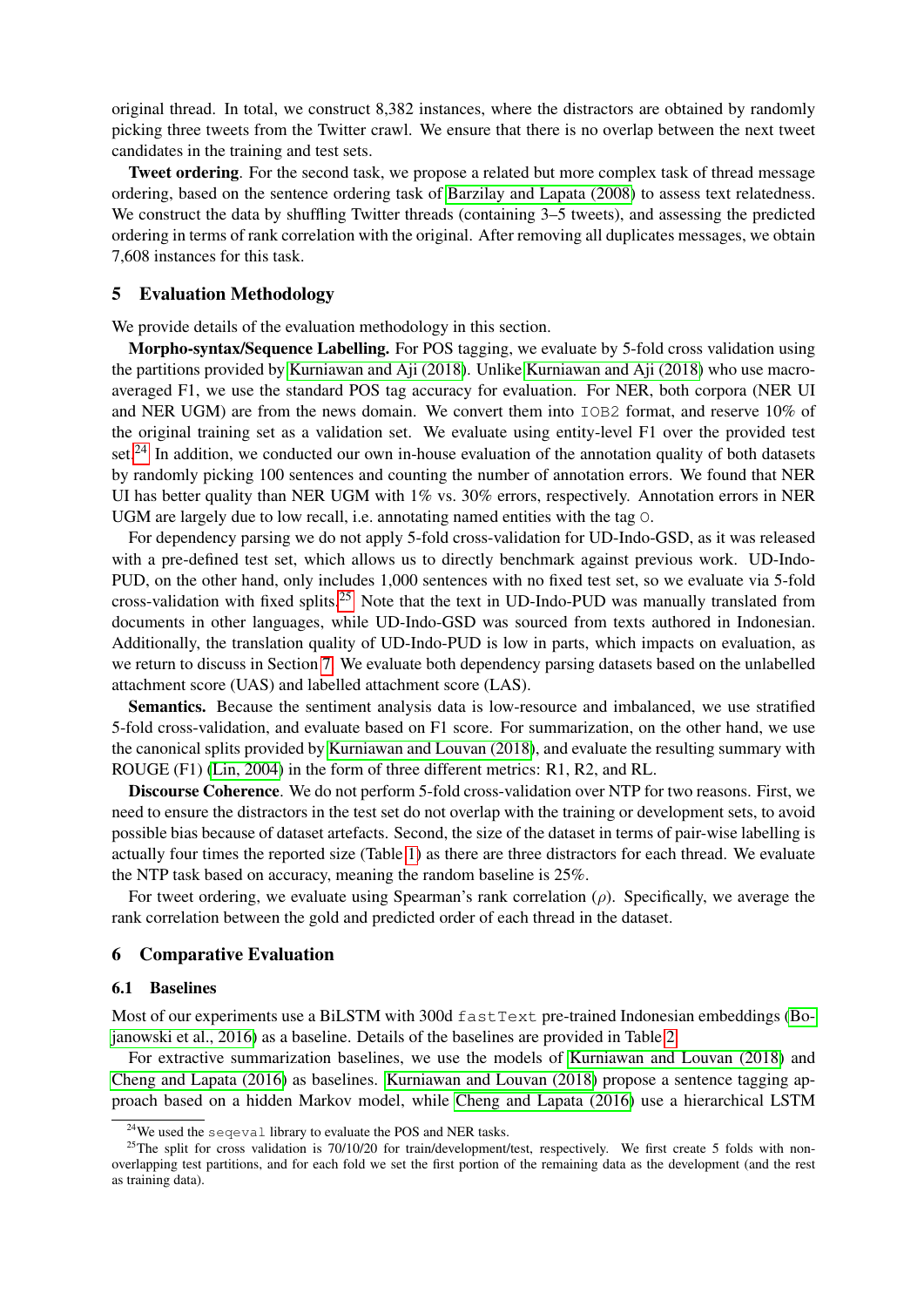original thread. In total, we construct 8,382 instances, where the distractors are obtained by randomly picking three tweets from the Twitter crawl. We ensure that there is no overlap between the next tweet candidates in the training and test sets.

**Tweet ordering**. For the second task, we propose a related but more complex task of thread message ordering, based on the sentence ordering task of Barzilay and Lapata (2008) to assess text relatedness. We construct the data by shuffling Twitter threads (containing 3–5 tweets), and assessing the predicted ordering in terms of rank correlation with the original. After removing all duplicates messages, we obtain 7,608 instances for this task.

## 5 Evaluation Methodology

We provide details of the evaluation methodology in this section.

**Morpho-syntax/Sequence Labelling.** For POS tagging, we evaluate by 5-fold cross validation using the partitions provided by Kurniawan and Aji (2018). Unlike Kurniawan and Aji (2018) who use macro-averaged F1, we use the standard POS tag accuracy for evaluation. For NER, both corpora (NER UI and NER UGM) are from the news domain. We convert them into `IOB2` format, and reserve 10% of the original training set as a validation set. We evaluate using entity-level F1 over the provided test set.[24] In addition, we conducted our own in-house evaluation of the annotation quality of both datasets by randomly picking 100 sentences and counting the number of annotation errors. We found that NER UI has better quality than NER UGM with 1% vs. 30% errors, respectively. Annotation errors in NER UGM are largely due to low recall, i.e. annotating named entities with the tag `O`.

For dependency parsing we do not apply 5-fold cross-validation for UD-Indo-GSD, as it was released with a pre-defined test set, which allows us to directly benchmark against previous work. UD-Indo-PUD, on the other hand, only includes 1,000 sentences with no fixed test set, so we evaluate via 5-fold cross-validation with fixed splits.[25] Note that the text in UD-Indo-PUD was manually translated from documents in other languages, while UD-Indo-GSD was sourced from texts authored in Indonesian. Additionally, the translation quality of UD-Indo-PUD is low in parts, which impacts on evaluation, as we return to discuss in Section 7. We evaluate both dependency parsing datasets based on the unlabelled attachment score (UAS) and labelled attachment score (LAS).

**Semantics.** Because the sentiment analysis data is low-resource and imbalanced, we use stratified 5-fold cross-validation, and evaluate based on F1 score. For summarization, on the other hand, we use the canonical splits provided by Kurniawan and Louvan (2018), and evaluate the resulting summary with ROUGE (F1) (Lin, 2004) in the form of three different metrics: R1, R2, and RL.

**Discourse Coherence**. We do not perform 5-fold cross-validation over NTP for two reasons. First, we need to ensure the distractors in the test set do not overlap with the training or development sets, to avoid possible bias because of dataset artefacts. Second, the size of the dataset in terms of pair-wise labelling is actually four times the reported size (Table 1) as there are three distractors for each thread. We evaluate the NTP task based on accuracy, meaning the random baseline is 25%.

For tweet ordering, we evaluate using Spearman's rank correlation ($\rho$). Specifically, we average the rank correlation between the gold and predicted order of each thread in the dataset.

## 6 Comparative Evaluation

### 6.1 Baselines

Most of our experiments use a BiLSTM with 300d `fastText` pre-trained Indonesian embeddings (Bojanowski et al., 2016) as a baseline. Details of the baselines are provided in Table 2.

For extractive summarization baselines, we use the models of Kurniawan and Louvan (2018) and Cheng and Lapata (2016) as baselines. Kurniawan and Louvan (2018) propose a sentence tagging approach based on a hidden Markov model, while Cheng and Lapata (2016) use a hierarchical LSTM

[24] We used the `seqeval` library to evaluate the POS and NER tasks.

[25] The split for cross validation is 70/10/20 for train/development/test, respectively. We first create 5 folds with non-overlapping test partitions, and for each fold we set the first portion of the remaining data as the development (and the rest as training data).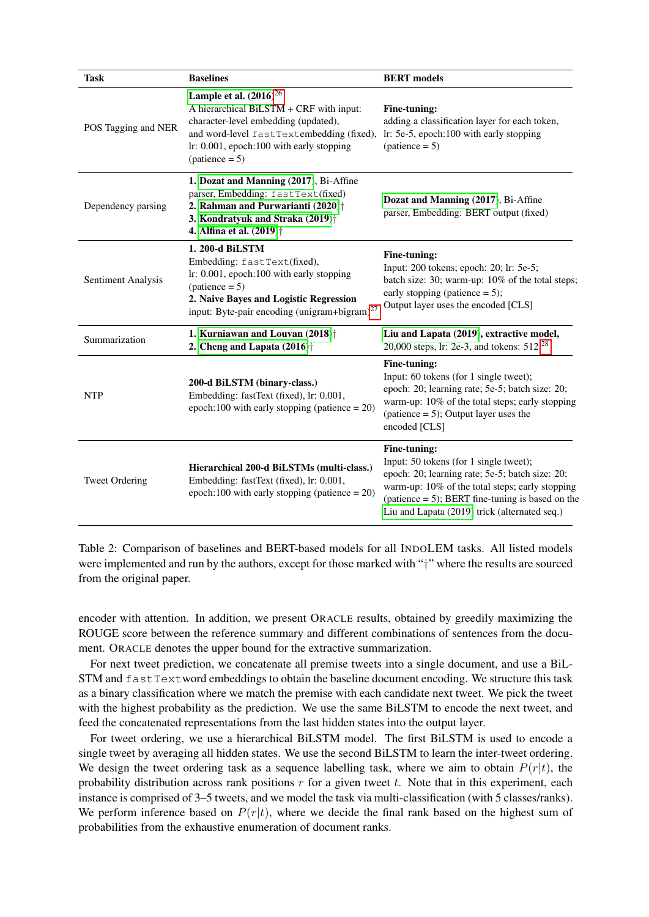| Task | Baselines | BERT models |
|---|---|---|
| POS Tagging and NER | **Lample et al. (2016)**[26] A hierarchical BiLSTM + CRF with input: character-level embedding (updated), and word-level `fastText`embedding (fixed), lr: 0.001, epoch:100 with early stopping (patience = 5) | **Fine-tuning:** adding a classification layer for each token, lr: 5e-5, epoch:100 with early stopping (patience = 5) |
| Dependency parsing | **1. Dozat and Manning (2017)**, Bi-Affine parser, Embedding: `fastText`(fixed) **2. Rahman and Purwarianti (2020)**† **3. Kondratyuk and Straka (2019)**† **4. Alfina et al. (2019)**† | **Dozat and Manning (2017)**, Bi-Affine parser, Embedding: BERT output (fixed) |
| Sentiment Analysis | **1. 200-d BiLSTM** Embedding: `fastText`(fixed), lr: 0.001, epoch:100 with early stopping (patience = 5) **2. Naive Bayes and Logistic Regression** input: Byte-pair encoding (unigram+bigram)[27] | **Fine-tuning:** Input: 200 tokens; epoch: 20; lr: 5e-5; batch size: 30; warm-up: 10% of the total steps; early stopping (patience = 5); Output layer uses the encoded [CLS] |
| Summarization | **1. Kurniawan and Louvan (2018)**† **2. Cheng and Lapata (2016)**† | **Liu and Lapata (2019), extractive model,** 20,000 steps, lr: 2e-3, and tokens: 512[28] |
| NTP | **200-d BiLSTM (binary-class.)** Embedding: fastText (fixed), lr: 0.001, epoch:100 with early stopping (patience = 20) | **Fine-tuning:** Input: 60 tokens (for 1 single tweet); epoch: 20; learning rate; 5e-5; batch size: 20; warm-up: 10% of the total steps; early stopping (patience = 5); Output layer uses the encoded [CLS] |
| Tweet Ordering | **Hierarchical 200-d BiLSTMs (multi-class.)** Embedding: fastText (fixed), lr: 0.001, epoch:100 with early stopping (patience = 20) | **Fine-tuning:** Input: 50 tokens (for 1 single tweet); epoch: 20; learning rate; 5e-5; batch size: 20; warm-up: 10% of the total steps; early stopping (patience = 5); BERT fine-tuning is based on the Liu and Lapata (2019) trick (alternated seq.) |

Table 2: Comparison of baselines and BERT-based models for all INDOLEM tasks. All listed models were implemented and run by the authors, except for those marked with "†" where the results are sourced from the original paper.

encoder with attention. In addition, we present ORACLE results, obtained by greedily maximizing the ROUGE score between the reference summary and different combinations of sentences from the document. ORACLE denotes the upper bound for the extractive summarization.

For next tweet prediction, we concatenate all premise tweets into a single document, and use a BiLSTM and `fastText` word embeddings to obtain the baseline document encoding. We structure this task as a binary classification where we match the premise with each candidate next tweet. We pick the tweet with the highest probability as the prediction. We use the same BiLSTM to encode the next tweet, and feed the concatenated representations from the last hidden states into the output layer.

For tweet ordering, we use a hierarchical BiLSTM model. The first BiLSTM is used to encode a single tweet by averaging all hidden states. We use the second BiLSTM to learn the inter-tweet ordering. We design the tweet ordering task as a sequence labelling task, where we aim to obtain $P(r|t)$, the probability distribution across rank positions $r$ for a given tweet $t$. Note that in this experiment, each instance is comprised of 3–5 tweets, and we model the task via multi-classification (with 5 classes/ranks). We perform inference based on $P(r|t)$, where we decide the final rank based on the highest sum of probabilities from the exhaustive enumeration of document ranks.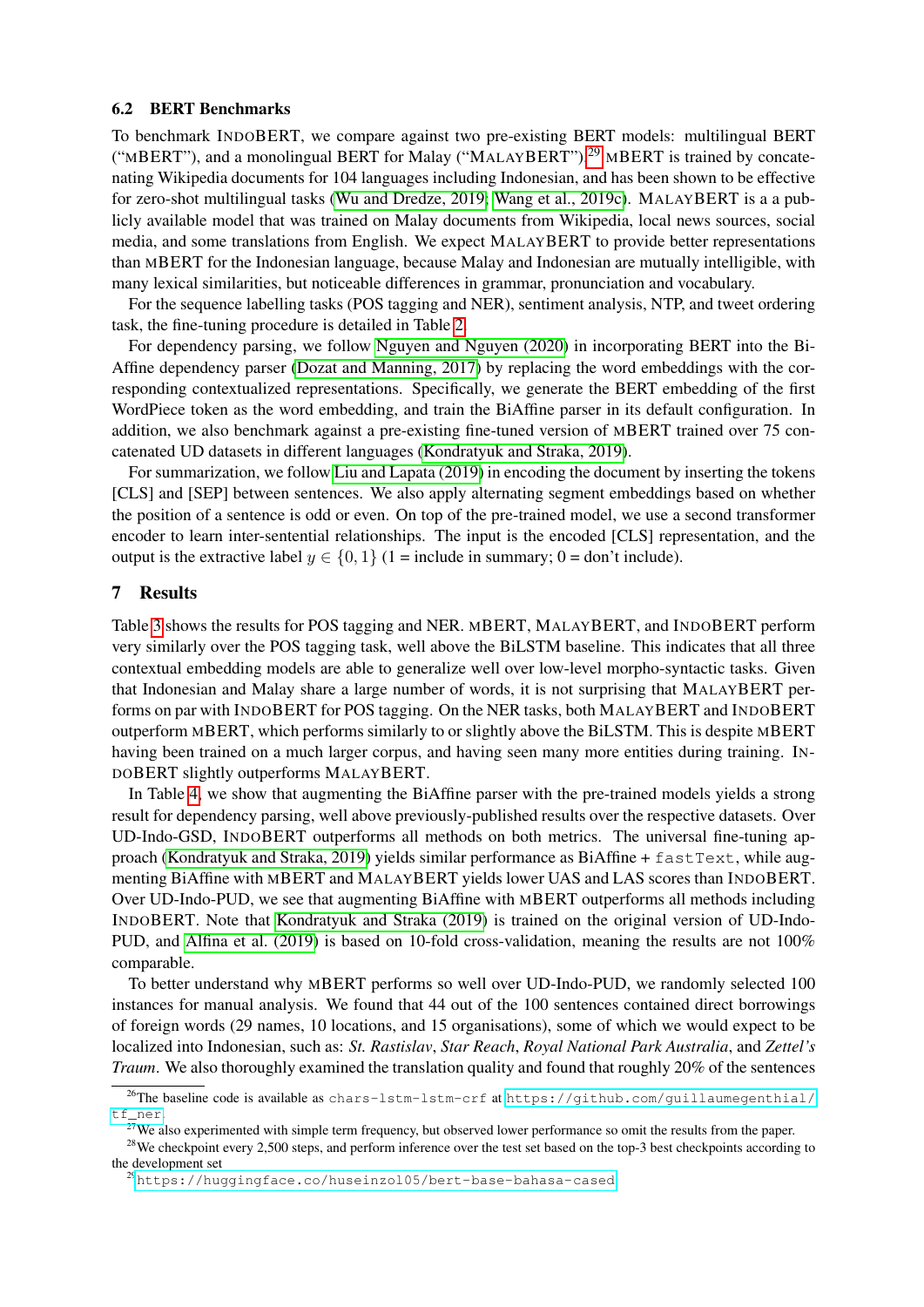### 6.2 BERT Benchmarks

To benchmark INDOBERT, we compare against two pre-existing BERT models: multilingual BERT ("MBERT"), and a monolingual BERT for Malay ("MALAYBERT").[29] MBERT is trained by concatenating Wikipedia documents for 104 languages including Indonesian, and has been shown to be effective for zero-shot multilingual tasks (Wu and Dredze, 2019; Wang et al., 2019c). MALAYBERT is a a publicly available model that was trained on Malay documents from Wikipedia, local news sources, social media, and some translations from English. We expect MALAYBERT to provide better representations than MBERT for the Indonesian language, because Malay and Indonesian are mutually intelligible, with many lexical similarities, but noticeable differences in grammar, pronunciation and vocabulary.

For the sequence labelling tasks (POS tagging and NER), sentiment analysis, NTP, and tweet ordering task, the fine-tuning procedure is detailed in Table 2.

For dependency parsing, we follow Nguyen and Nguyen (2020) in incorporating BERT into the BiAffine dependency parser (Dozat and Manning, 2017) by replacing the word embeddings with the corresponding contextualized representations. Specifically, we generate the BERT embedding of the first WordPiece token as the word embedding, and train the BiAffine parser in its default configuration. In addition, we also benchmark against a pre-existing fine-tuned version of MBERT trained over 75 concatenated UD datasets in different languages (Kondratyuk and Straka, 2019).

For summarization, we follow Liu and Lapata (2019) in encoding the document by inserting the tokens [CLS] and [SEP] between sentences. We also apply alternating segment embeddings based on whether the position of a sentence is odd or even. On top of the pre-trained model, we use a second transformer encoder to learn inter-sentential relationships. The input is the encoded [CLS] representation, and the output is the extractive label $y \in \{0, 1\}$ (1 = include in summary; 0 = don't include).

## 7 Results

Table 3 shows the results for POS tagging and NER. MBERT, MALAYBERT, and INDOBERT perform very similarly over the POS tagging task, well above the BiLSTM baseline. This indicates that all three contextual embedding models are able to generalize well over low-level morpho-syntactic tasks. Given that Indonesian and Malay share a large number of words, it is not surprising that MALAYBERT performs on par with INDOBERT for POS tagging. On the NER tasks, both MALAYBERT and INDOBERT outperform MBERT, which performs similarly to or slightly above the BiLSTM. This is despite MBERT having been trained on a much larger corpus, and having seen many more entities during training. INDOBERT slightly outperforms MALAYBERT.

In Table 4, we show that augmenting the BiAffine parser with the pre-trained models yields a strong result for dependency parsing, well above previously-published results over the respective datasets. Over UD-Indo-GSD, INDOBERT outperforms all methods on both metrics. The universal fine-tuning approach (Kondratyuk and Straka, 2019) yields similar performance as BiAffine + `fastText`, while augmenting BiAffine with MBERT and MALAYBERT yields lower UAS and LAS scores than INDOBERT. Over UD-Indo-PUD, we see that augmenting BiAffine with MBERT outperforms all methods including INDOBERT. Note that Kondratyuk and Straka (2019) is trained on the original version of UD-Indo-PUD, and Alfina et al. (2019) is based on 10-fold cross-validation, meaning the results are not 100% comparable.

To better understand why MBERT performs so well over UD-Indo-PUD, we randomly selected 100 instances for manual analysis. We found that 44 out of the 100 sentences contained direct borrowings of foreign words (29 names, 10 locations, and 15 organisations), some of which we would expect to be localized into Indonesian, such as: *St. Rastislav*, *Star Reach*, *Royal National Park Australia*, and *Zettel's Traum*. We also thoroughly examined the translation quality and found that roughly 20% of the sentences

[26] The baseline code is available as `chars-lstm-lstm-crf` at https://github.com/guillaumegenthial/tf_ner.

[27] We also experimented with simple term frequency, but observed lower performance so omit the results from the paper.

[28] We checkpoint every 2,500 steps, and perform inference over the test set based on the top-3 best checkpoints according to the development set

[29] https://huggingface.co/huseinzol05/bert-base-bahasa-cased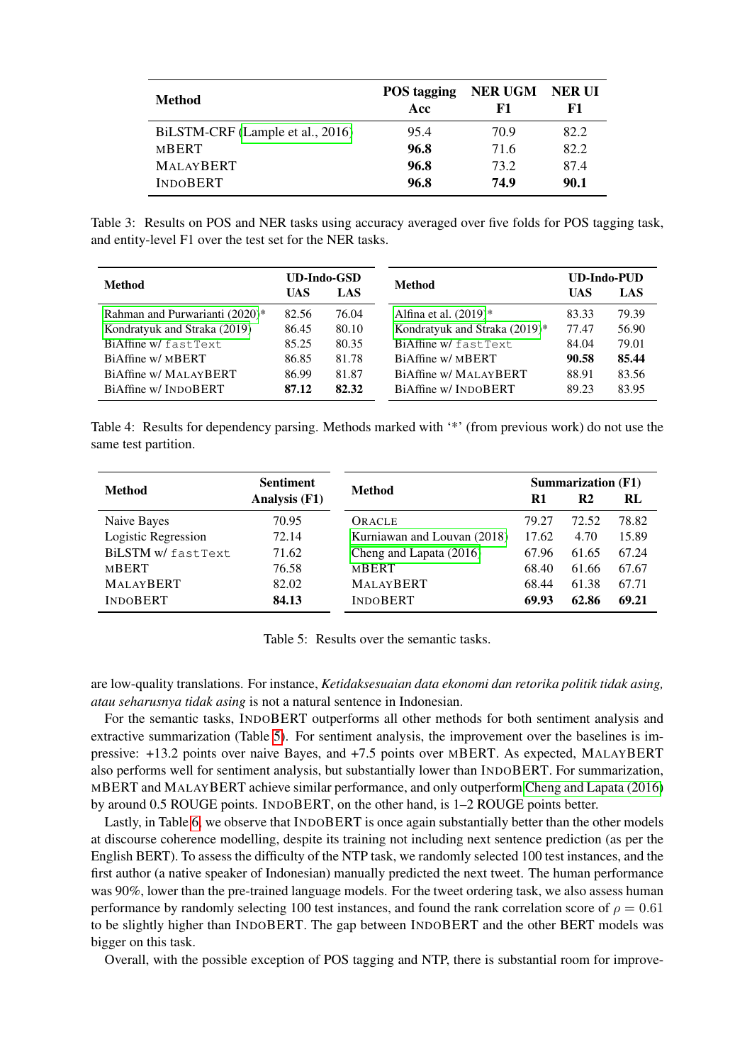| Method | POS tagging Acc | NER UGM F1 | NER UI F1 |
|---|---|---|---|
| BiLSTM-CRF (Lample et al., 2016) | 95.4 | 70.9 | 82.2 |
| MBERT | **96.8** | 71.6 | 82.2 |
| MALAYBERT | **96.8** | 73.2 | 87.4 |
| INDOBERT | **96.8** | **74.9** | **90.1** |

Table 3: Results on POS and NER tasks using accuracy averaged over five folds for POS tagging task, and entity-level F1 over the test set for the NER tasks.

| Method | UD-Indo-GSD | |
|---|---|---|
| | UAS | LAS |
| Rahman and Purwarianti (2020)* | 82.56 | 76.04 |
| Kondratyuk and Straka (2019) | 86.45 | 80.10 |
| BiAffine w/ fastText | 85.25 | 80.35 |
| BiAffine w/ MBERT | 86.85 | 81.78 |
| BiAffine w/ MALAYBERT | 86.99 | 81.87 |
| BiAffine w/ INDOBERT | **87.12** | **82.32** |

| Method | UD-Indo-PUD | |
|---|---|---|
| | UAS | LAS |
| Alfina et al. (2019)* | 83.33 | 79.39 |
| Kondratyuk and Straka (2019)* | 77.47 | 56.90 |
| BiAffine w/ fastText | 84.04 | 79.01 |
| BiAffine w/ MBERT | **90.58** | **85.44** |
| BiAffine w/ MALAYBERT | 88.91 | 83.56 |
| BiAffine w/ INDOBERT | 89.23 | 83.95 |

Table 4: Results for dependency parsing. Methods marked with '*' (from previous work) do not use the same test partition.

| Method | Sentiment Analysis (F1) |
|---|---|
| Naive Bayes | 70.95 |
| Logistic Regression | 72.14 |
| BiLSTM w/ fastText | 71.62 |
| MBERT | 76.58 |
| MALAYBERT | 82.02 |
| INDOBERT | **84.13** |

| Method | Summarization (F1) | | |
|---|---|---|---|
| | R1 | R2 | RL |
| ORACLE | 79.27 | 72.52 | 78.82 |
| Kurniawan and Louvan (2018) | 17.62 | 4.70 | 15.89 |
| Cheng and Lapata (2016) | 67.96 | 61.65 | 67.24 |
| MBERT | 68.40 | 61.66 | 67.67 |
| MALAYBERT | 68.44 | 61.38 | 67.71 |
| INDOBERT | **69.93** | **62.86** | **69.21** |

Table 5: Results over the semantic tasks.

are low-quality translations. For instance, *Ketidaksesuaian data ekonomi dan retorika politik tidak asing, atau seharusnya tidak asing* is not a natural sentence in Indonesian.

For the semantic tasks, INDOBERT outperforms all other methods for both sentiment analysis and extractive summarization (Table 5). For sentiment analysis, the improvement over the baselines is impressive: +13.2 points over naive Bayes, and +7.5 points over MBERT. As expected, MALAYBERT also performs well for sentiment analysis, but substantially lower than INDOBERT. For summarization, MBERT and MALAYBERT achieve similar performance, and only outperform Cheng and Lapata (2016) by around 0.5 ROUGE points. INDOBERT, on the other hand, is 1–2 ROUGE points better.

Lastly, in Table 6, we observe that INDOBERT is once again substantially better than the other models at discourse coherence modelling, despite its training not including next sentence prediction (as per the English BERT). To assess the difficulty of the NTP task, we randomly selected 100 test instances, and the first author (a native speaker of Indonesian) manually predicted the next tweet. The human performance was 90%, lower than the pre-trained language models. For the tweet ordering task, we also assess human performance by randomly selecting 100 test instances, and found the rank correlation score of $\rho = 0.61$ to be slightly higher than INDOBERT. The gap between INDOBERT and the other BERT models was bigger on this task.

Overall, with the possible exception of POS tagging and NTP, there is substantial room for improve-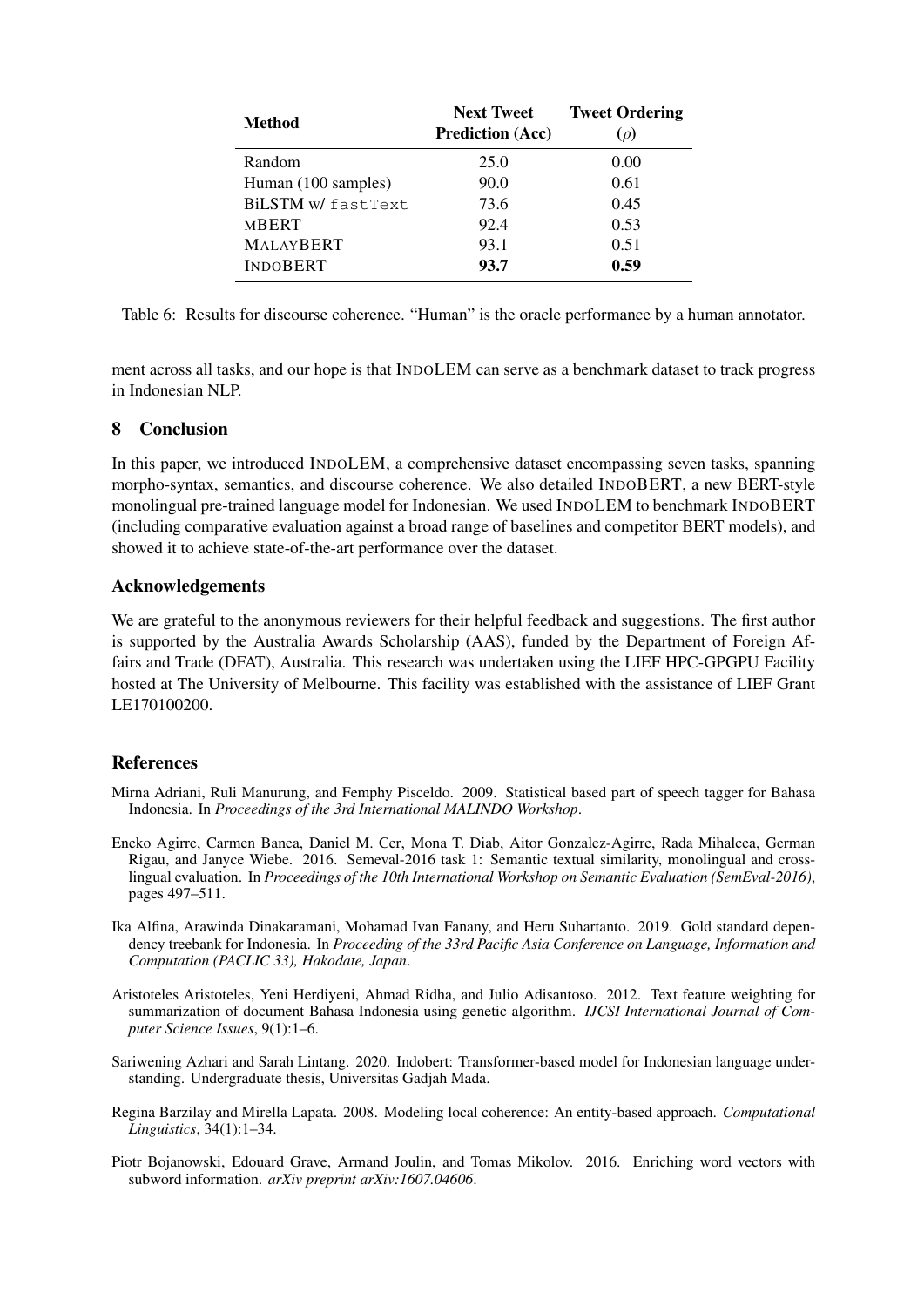| Method | Next Tweet Prediction (Acc) | Tweet Ordering ($\rho$) |
|---|---|---|
| Random | 25.0 | 0.00 |
| Human (100 samples) | 90.0 | 0.61 |
| BiLSTM w/ `fastText` | 73.6 | 0.45 |
| MBERT | 92.4 | 0.53 |
| MALAYBERT | 93.1 | 0.51 |
| INDOBERT | **93.7** | **0.59** |

Table 6: Results for discourse coherence. "Human" is the oracle performance by a human annotator.

ment across all tasks, and our hope is that INDOLEM can serve as a benchmark dataset to track progress in Indonesian NLP.

## 8 Conclusion

In this paper, we introduced INDOLEM, a comprehensive dataset encompassing seven tasks, spanning morpho-syntax, semantics, and discourse coherence. We also detailed INDOBERT, a new BERT-style monolingual pre-trained language model for Indonesian. We used INDOLEM to benchmark INDOBERT (including comparative evaluation against a broad range of baselines and competitor BERT models), and showed it to achieve state-of-the-art performance over the dataset.

## Acknowledgements

We are grateful to the anonymous reviewers for their helpful feedback and suggestions. The first author is supported by the Australia Awards Scholarship (AAS), funded by the Department of Foreign Affairs and Trade (DFAT), Australia. This research was undertaken using the LIEF HPC-GPGPU Facility hosted at The University of Melbourne. This facility was established with the assistance of LIEF Grant LE170100200.

## References

Mirna Adriani, Ruli Manurung, and Femphy Pisceldo. 2009. Statistical based part of speech tagger for Bahasa Indonesia. In *Proceedings of the 3rd International MALINDO Workshop*.

Eneko Agirre, Carmen Banea, Daniel M. Cer, Mona T. Diab, Aitor Gonzalez-Agirre, Rada Mihalcea, German Rigau, and Janyce Wiebe. 2016. Semeval-2016 task 1: Semantic textual similarity, monolingual and cross-lingual evaluation. In *Proceedings of the 10th International Workshop on Semantic Evaluation (SemEval-2016)*, pages 497–511.

Ika Alfina, Arawinda Dinakaramani, Mohamad Ivan Fanany, and Heru Suhartanto. 2019. Gold standard dependency treebank for Indonesia. In *Proceeding of the 33rd Pacific Asia Conference on Language, Information and Computation (PACLIC 33), Hakodate, Japan*.

Aristoteles Aristoteles, Yeni Herdiyeni, Ahmad Ridha, and Julio Adisantoso. 2012. Text feature weighting for summarization of document Bahasa Indonesia using genetic algorithm. *IJCSI International Journal of Computer Science Issues*, 9(1):1–6.

Sariwening Azhari and Sarah Lintang. 2020. Indobert: Transformer-based model for Indonesian language understanding. Undergraduate thesis, Universitas Gadjah Mada.

Regina Barzilay and Mirella Lapata. 2008. Modeling local coherence: An entity-based approach. *Computational Linguistics*, 34(1):1–34.

Piotr Bojanowski, Edouard Grave, Armand Joulin, and Tomas Mikolov. 2016. Enriching word vectors with subword information. *arXiv preprint arXiv:1607.04606*.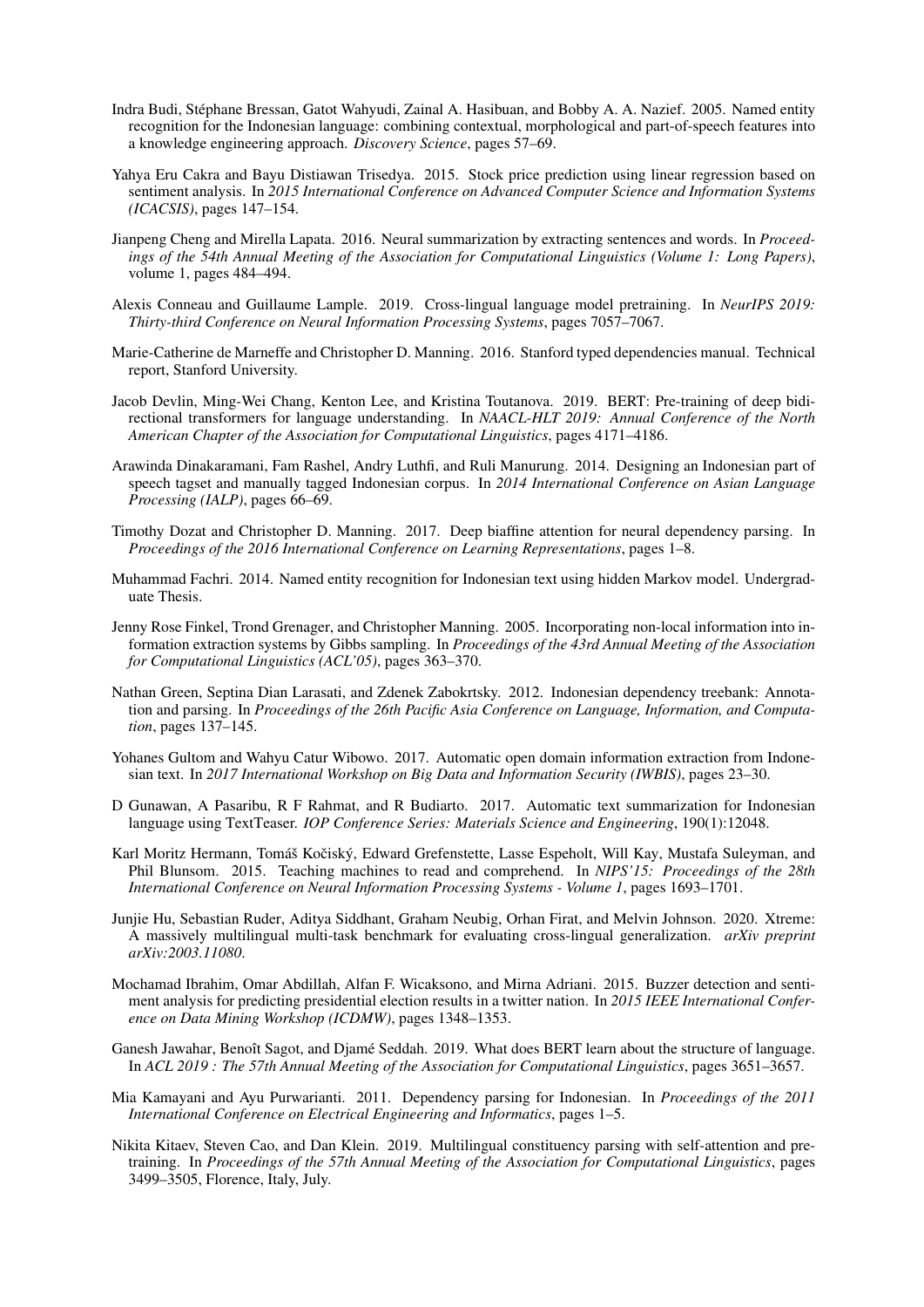Indra Budi, Stéphane Bressan, Gatot Wahyudi, Zainal A. Hasibuan, and Bobby A. A. Nazief. 2005. Named entity recognition for the Indonesian language: combining contextual, morphological and part-of-speech features into a knowledge engineering approach. *Discovery Science*, pages 57–69.

Yahya Eru Cakra and Bayu Distiawan Trisedya. 2015. Stock price prediction using linear regression based on sentiment analysis. In *2015 International Conference on Advanced Computer Science and Information Systems (ICACSIS)*, pages 147–154.

Jianpeng Cheng and Mirella Lapata. 2016. Neural summarization by extracting sentences and words. In *Proceedings of the 54th Annual Meeting of the Association for Computational Linguistics (Volume 1: Long Papers)*, volume 1, pages 484–494.

Alexis Conneau and Guillaume Lample. 2019. Cross-lingual language model pretraining. In *NeurIPS 2019: Thirty-third Conference on Neural Information Processing Systems*, pages 7057–7067.

Marie-Catherine de Marneffe and Christopher D. Manning. 2016. Stanford typed dependencies manual. Technical report, Stanford University.

Jacob Devlin, Ming-Wei Chang, Kenton Lee, and Kristina Toutanova. 2019. BERT: Pre-training of deep bidirectional transformers for language understanding. In *NAACL-HLT 2019: Annual Conference of the North American Chapter of the Association for Computational Linguistics*, pages 4171–4186.

Arawinda Dinakaramani, Fam Rashel, Andry Luthfi, and Ruli Manurung. 2014. Designing an Indonesian part of speech tagset and manually tagged Indonesian corpus. In *2014 International Conference on Asian Language Processing (IALP)*, pages 66–69.

Timothy Dozat and Christopher D. Manning. 2017. Deep biaffine attention for neural dependency parsing. In *Proceedings of the 2016 International Conference on Learning Representations*, pages 1–8.

Muhammad Fachri. 2014. Named entity recognition for Indonesian text using hidden Markov model. Undergraduate Thesis.

Jenny Rose Finkel, Trond Grenager, and Christopher Manning. 2005. Incorporating non-local information into information extraction systems by Gibbs sampling. In *Proceedings of the 43rd Annual Meeting of the Association for Computational Linguistics (ACL'05)*, pages 363–370.

Nathan Green, Septina Dian Larasati, and Zdenek Zabokrtsky. 2012. Indonesian dependency treebank: Annotation and parsing. In *Proceedings of the 26th Pacific Asia Conference on Language, Information, and Computation*, pages 137–145.

Yohanes Gultom and Wahyu Catur Wibowo. 2017. Automatic open domain information extraction from Indonesian text. In *2017 International Workshop on Big Data and Information Security (IWBIS)*, pages 23–30.

D Gunawan, A Pasaribu, R F Rahmat, and R Budiarto. 2017. Automatic text summarization for Indonesian language using TextTeaser. *IOP Conference Series: Materials Science and Engineering*, 190(1):12048.

Karl Moritz Hermann, Tomáš Kočiský, Edward Grefenstette, Lasse Espeholt, Will Kay, Mustafa Suleyman, and Phil Blunsom. 2015. Teaching machines to read and comprehend. In *NIPS'15: Proceedings of the 28th International Conference on Neural Information Processing Systems - Volume 1*, pages 1693–1701.

Junjie Hu, Sebastian Ruder, Aditya Siddhant, Graham Neubig, Orhan Firat, and Melvin Johnson. 2020. Xtreme: A massively multilingual multi-task benchmark for evaluating cross-lingual generalization. *arXiv preprint arXiv:2003.11080*.

Mochamad Ibrahim, Omar Abdillah, Alfan F. Wicaksono, and Mirna Adriani. 2015. Buzzer detection and sentiment analysis for predicting presidential election results in a twitter nation. In *2015 IEEE International Conference on Data Mining Workshop (ICDMW)*, pages 1348–1353.

Ganesh Jawahar, Benoît Sagot, and Djamé Seddah. 2019. What does BERT learn about the structure of language. In *ACL 2019 : The 57th Annual Meeting of the Association for Computational Linguistics*, pages 3651–3657.

Mia Kamayani and Ayu Purwarianti. 2011. Dependency parsing for Indonesian. In *Proceedings of the 2011 International Conference on Electrical Engineering and Informatics*, pages 1–5.

Nikita Kitaev, Steven Cao, and Dan Klein. 2019. Multilingual constituency parsing with self-attention and pre-training. In *Proceedings of the 57th Annual Meeting of the Association for Computational Linguistics*, pages 3499–3505, Florence, Italy, July.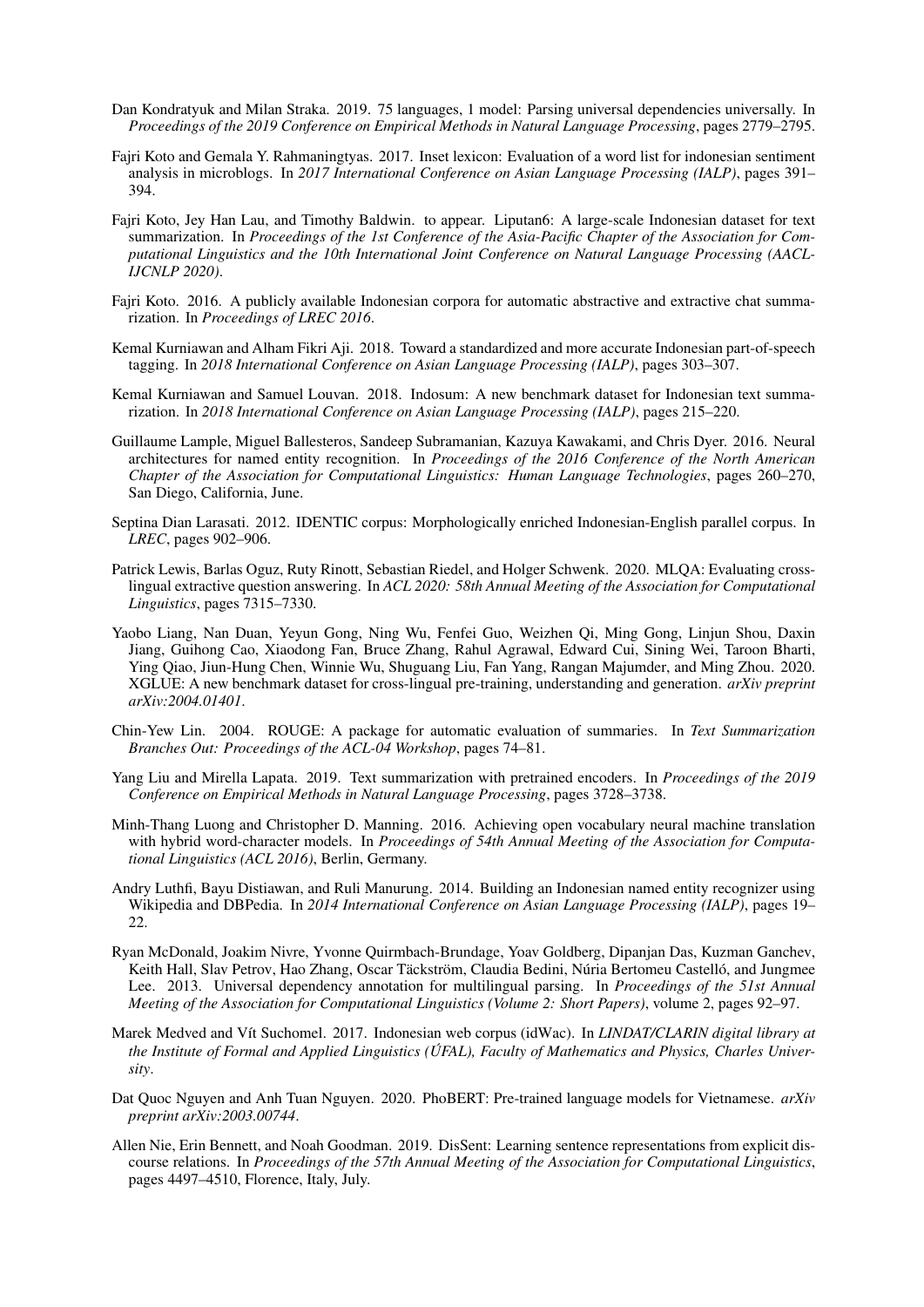Dan Kondratyuk and Milan Straka. 2019. 75 languages, 1 model: Parsing universal dependencies universally. In *Proceedings of the 2019 Conference on Empirical Methods in Natural Language Processing*, pages 2779–2795.

Fajri Koto and Gemala Y. Rahmaningtyas. 2017. Inset lexicon: Evaluation of a word list for indonesian sentiment analysis in microblogs. In *2017 International Conference on Asian Language Processing (IALP)*, pages 391–394.

Fajri Koto, Jey Han Lau, and Timothy Baldwin. to appear. Liputan6: A large-scale Indonesian dataset for text summarization. In *Proceedings of the 1st Conference of the Asia-Pacific Chapter of the Association for Computational Linguistics and the 10th International Joint Conference on Natural Language Processing (AACL-IJCNLP 2020)*.

Fajri Koto. 2016. A publicly available Indonesian corpora for automatic abstractive and extractive chat summarization. In *Proceedings of LREC 2016*.

Kemal Kurniawan and Alham Fikri Aji. 2018. Toward a standardized and more accurate Indonesian part-of-speech tagging. In *2018 International Conference on Asian Language Processing (IALP)*, pages 303–307.

Kemal Kurniawan and Samuel Louvan. 2018. Indosum: A new benchmark dataset for Indonesian text summarization. In *2018 International Conference on Asian Language Processing (IALP)*, pages 215–220.

Guillaume Lample, Miguel Ballesteros, Sandeep Subramanian, Kazuya Kawakami, and Chris Dyer. 2016. Neural architectures for named entity recognition. In *Proceedings of the 2016 Conference of the North American Chapter of the Association for Computational Linguistics: Human Language Technologies*, pages 260–270, San Diego, California, June.

Septina Dian Larasati. 2012. IDENTIC corpus: Morphologically enriched Indonesian-English parallel corpus. In *LREC*, pages 902–906.

Patrick Lewis, Barlas Oguz, Ruty Rinott, Sebastian Riedel, and Holger Schwenk. 2020. MLQA: Evaluating cross-lingual extractive question answering. In *ACL 2020: 58th Annual Meeting of the Association for Computational Linguistics*, pages 7315–7330.

Yaobo Liang, Nan Duan, Yeyun Gong, Ning Wu, Fenfei Guo, Weizhen Qi, Ming Gong, Linjun Shou, Daxin Jiang, Guihong Cao, Xiaodong Fan, Bruce Zhang, Rahul Agrawal, Edward Cui, Sining Wei, Taroon Bharti, Ying Qiao, Jiun-Hung Chen, Winnie Wu, Shuguang Liu, Fan Yang, Rangan Majumder, and Ming Zhou. 2020. XGLUE: A new benchmark dataset for cross-lingual pre-training, understanding and generation. *arXiv preprint arXiv:2004.01401*.

Chin-Yew Lin. 2004. ROUGE: A package for automatic evaluation of summaries. In *Text Summarization Branches Out: Proceedings of the ACL-04 Workshop*, pages 74–81.

Yang Liu and Mirella Lapata. 2019. Text summarization with pretrained encoders. In *Proceedings of the 2019 Conference on Empirical Methods in Natural Language Processing*, pages 3728–3738.

Minh-Thang Luong and Christopher D. Manning. 2016. Achieving open vocabulary neural machine translation with hybrid word-character models. In *Proceedings of 54th Annual Meeting of the Association for Computational Linguistics (ACL 2016)*, Berlin, Germany.

Andry Luthfi, Bayu Distiawan, and Ruli Manurung. 2014. Building an Indonesian named entity recognizer using Wikipedia and DBPedia. In *2014 International Conference on Asian Language Processing (IALP)*, pages 19–22.

Ryan McDonald, Joakim Nivre, Yvonne Quirmbach-Brundage, Yoav Goldberg, Dipanjan Das, Kuzman Ganchev, Keith Hall, Slav Petrov, Hao Zhang, Oscar Täckström, Claudia Bedini, Núria Bertomeu Castelló, and Jungmee Lee. 2013. Universal dependency annotation for multilingual parsing. In *Proceedings of the 51st Annual Meeting of the Association for Computational Linguistics (Volume 2: Short Papers)*, volume 2, pages 92–97.

Marek Medved and Vít Suchomel. 2017. Indonesian web corpus (idWac). In *LINDAT/CLARIN digital library at the Institute of Formal and Applied Linguistics (ÚFAL), Faculty of Mathematics and Physics, Charles University*.

Dat Quoc Nguyen and Anh Tuan Nguyen. 2020. PhoBERT: Pre-trained language models for Vietnamese. *arXiv preprint arXiv:2003.00744*.

Allen Nie, Erin Bennett, and Noah Goodman. 2019. DisSent: Learning sentence representations from explicit discourse relations. In *Proceedings of the 57th Annual Meeting of the Association for Computational Linguistics*, pages 4497–4510, Florence, Italy, July.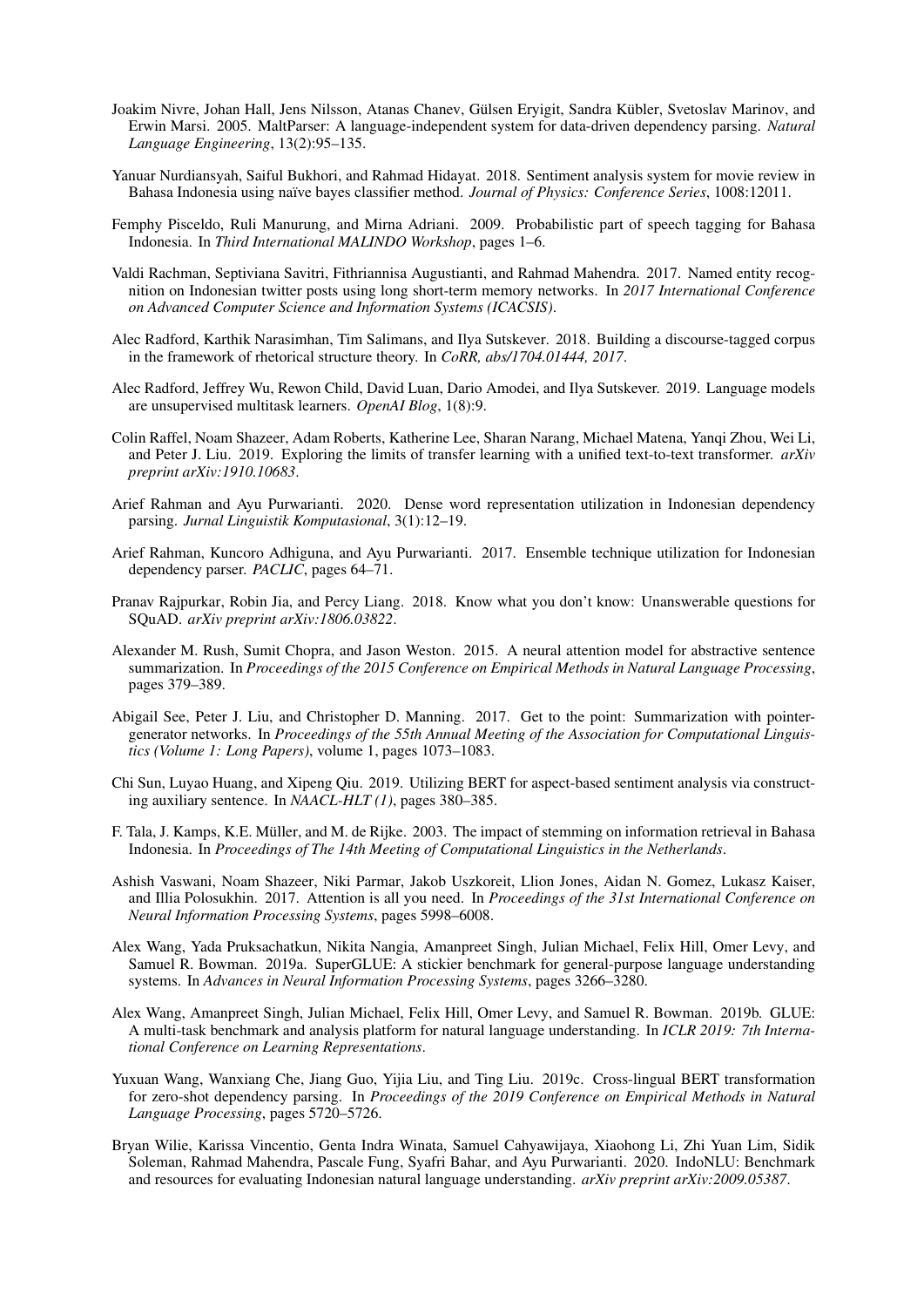Joakim Nivre, Johan Hall, Jens Nilsson, Atanas Chanev, Gülsen Eryigit, Sandra Kübler, Svetoslav Marinov, and Erwin Marsi. 2005. MaltParser: A language-independent system for data-driven dependency parsing. *Natural Language Engineering*, 13(2):95–135.

Yanuar Nurdiansyah, Saiful Bukhori, and Rahmad Hidayat. 2018. Sentiment analysis system for movie review in Bahasa Indonesia using naïve bayes classifier method. *Journal of Physics: Conference Series*, 1008:12011.

Femphy Pisceldo, Ruli Manurung, and Mirna Adriani. 2009. Probabilistic part of speech tagging for Bahasa Indonesia. In *Third International MALINDO Workshop*, pages 1–6.

Valdi Rachman, Septiviana Savitri, Fithriannisa Augustianti, and Rahmad Mahendra. 2017. Named entity recognition on Indonesian twitter posts using long short-term memory networks. In *2017 International Conference on Advanced Computer Science and Information Systems (ICACSIS)*.

Alec Radford, Karthik Narasimhan, Tim Salimans, and Ilya Sutskever. 2018. Building a discourse-tagged corpus in the framework of rhetorical structure theory. In *CoRR, abs/1704.01444, 2017*.

Alec Radford, Jeffrey Wu, Rewon Child, David Luan, Dario Amodei, and Ilya Sutskever. 2019. Language models are unsupervised multitask learners. *OpenAI Blog*, 1(8):9.

Colin Raffel, Noam Shazeer, Adam Roberts, Katherine Lee, Sharan Narang, Michael Matena, Yanqi Zhou, Wei Li, and Peter J. Liu. 2019. Exploring the limits of transfer learning with a unified text-to-text transformer. *arXiv preprint arXiv:1910.10683*.

Arief Rahman and Ayu Purwarianti. 2020. Dense word representation utilization in Indonesian dependency parsing. *Jurnal Linguistik Komputasional*, 3(1):12–19.

Arief Rahman, Kuncoro Adhiguna, and Ayu Purwarianti. 2017. Ensemble technique utilization for Indonesian dependency parser. *PACLIC*, pages 64–71.

Pranav Rajpurkar, Robin Jia, and Percy Liang. 2018. Know what you don't know: Unanswerable questions for SQuAD. *arXiv preprint arXiv:1806.03822*.

Alexander M. Rush, Sumit Chopra, and Jason Weston. 2015. A neural attention model for abstractive sentence summarization. In *Proceedings of the 2015 Conference on Empirical Methods in Natural Language Processing*, pages 379–389.

Abigail See, Peter J. Liu, and Christopher D. Manning. 2017. Get to the point: Summarization with pointer-generator networks. In *Proceedings of the 55th Annual Meeting of the Association for Computational Linguistics (Volume 1: Long Papers)*, volume 1, pages 1073–1083.

Chi Sun, Luyao Huang, and Xipeng Qiu. 2019. Utilizing BERT for aspect-based sentiment analysis via constructing auxiliary sentence. In *NAACL-HLT (1)*, pages 380–385.

F. Tala, J. Kamps, K.E. Müller, and M. de Rijke. 2003. The impact of stemming on information retrieval in Bahasa Indonesia. In *Proceedings of The 14th Meeting of Computational Linguistics in the Netherlands*.

Ashish Vaswani, Noam Shazeer, Niki Parmar, Jakob Uszkoreit, Llion Jones, Aidan N. Gomez, Lukasz Kaiser, and Illia Polosukhin. 2017. Attention is all you need. In *Proceedings of the 31st International Conference on Neural Information Processing Systems*, pages 5998–6008.

Alex Wang, Yada Pruksachatkun, Nikita Nangia, Amanpreet Singh, Julian Michael, Felix Hill, Omer Levy, and Samuel R. Bowman. 2019a. SuperGLUE: A stickier benchmark for general-purpose language understanding systems. In *Advances in Neural Information Processing Systems*, pages 3266–3280.

Alex Wang, Amanpreet Singh, Julian Michael, Felix Hill, Omer Levy, and Samuel R. Bowman. 2019b. GLUE: A multi-task benchmark and analysis platform for natural language understanding. In *ICLR 2019: 7th International Conference on Learning Representations*.

Yuxuan Wang, Wanxiang Che, Jiang Guo, Yijia Liu, and Ting Liu. 2019c. Cross-lingual BERT transformation for zero-shot dependency parsing. In *Proceedings of the 2019 Conference on Empirical Methods in Natural Language Processing*, pages 5720–5726.

Bryan Wilie, Karissa Vincentio, Genta Indra Winata, Samuel Cahyawijaya, Xiaohong Li, Zhi Yuan Lim, Sidik Soleman, Rahmad Mahendra, Pascale Fung, Syafri Bahar, and Ayu Purwarianti. 2020. IndoNLU: Benchmark and resources for evaluating Indonesian natural language understanding. *arXiv preprint arXiv:2009.05387*.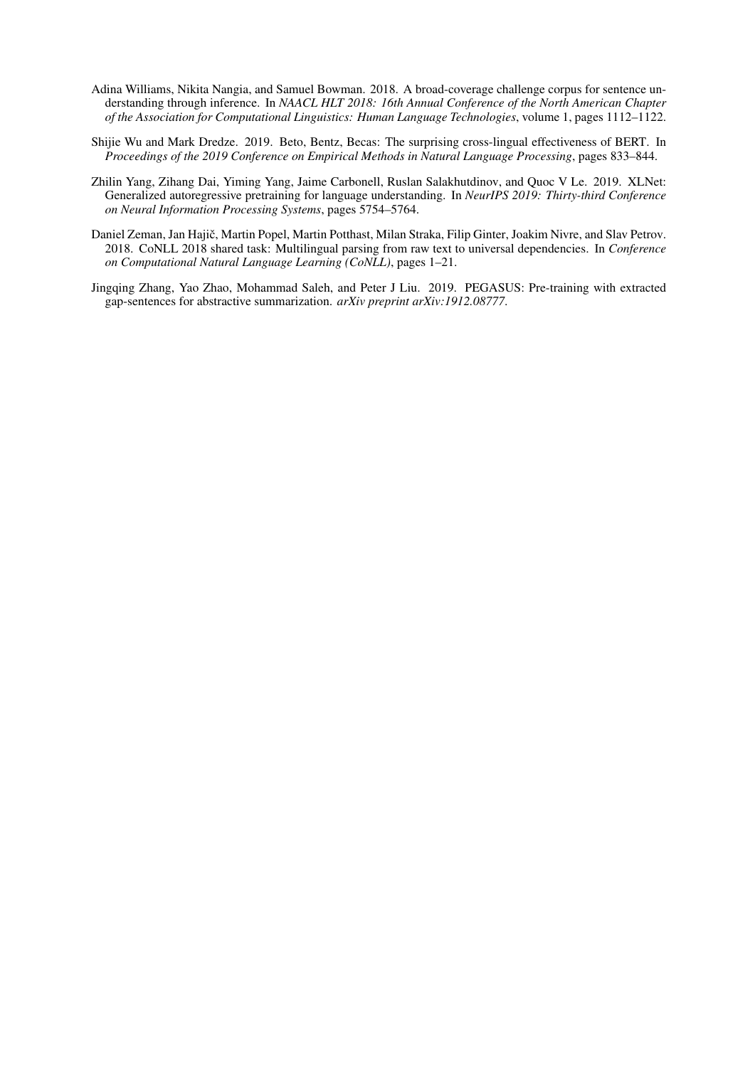Adina Williams, Nikita Nangia, and Samuel Bowman. 2018. A broad-coverage challenge corpus for sentence understanding through inference. In *NAACL HLT 2018: 16th Annual Conference of the North American Chapter of the Association for Computational Linguistics: Human Language Technologies*, volume 1, pages 1112–1122.

Shijie Wu and Mark Dredze. 2019. Beto, Bentz, Becas: The surprising cross-lingual effectiveness of BERT. In *Proceedings of the 2019 Conference on Empirical Methods in Natural Language Processing*, pages 833–844.

Zhilin Yang, Zihang Dai, Yiming Yang, Jaime Carbonell, Ruslan Salakhutdinov, and Quoc V Le. 2019. XLNet: Generalized autoregressive pretraining for language understanding. In *NeurIPS 2019: Thirty-third Conference on Neural Information Processing Systems*, pages 5754–5764.

Daniel Zeman, Jan Hajič, Martin Popel, Martin Potthast, Milan Straka, Filip Ginter, Joakim Nivre, and Slav Petrov. 2018. CoNLL 2018 shared task: Multilingual parsing from raw text to universal dependencies. In *Conference on Computational Natural Language Learning (CoNLL)*, pages 1–21.

Jingqing Zhang, Yao Zhao, Mohammad Saleh, and Peter J Liu. 2019. PEGASUS: Pre-training with extracted gap-sentences for abstractive summarization. *arXiv preprint arXiv:1912.08777*.